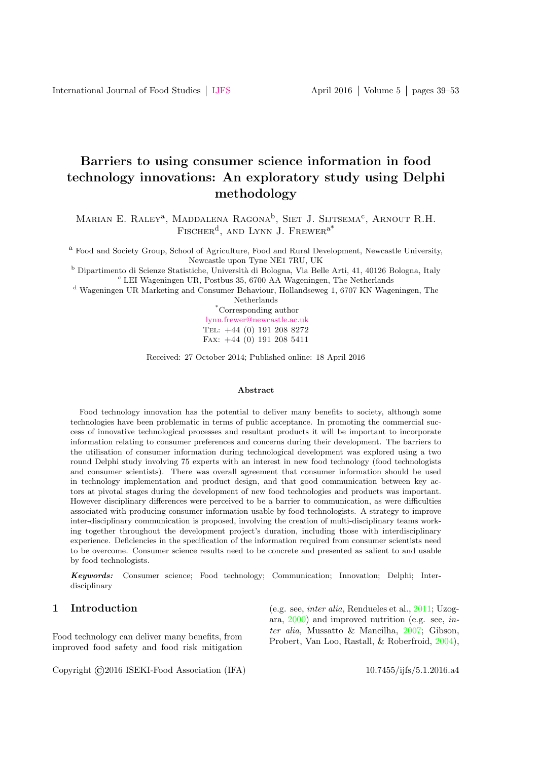# Barriers to using consumer science information in food technology innovations: An exploratory study using Delphi methodology

Marian E. Raley[a], Maddalena Ragona[b], Siet J. Sijtsema[c], Arnout R.H. Fischer[d], and Lynn J. Frewer[a*]

[a] Food and Society Group, School of Agriculture, Food and Rural Development, Newcastle University, Newcastle upon Tyne NE1 7RU, UK

[b] Dipartimento di Scienze Statistiche, Università di Bologna, Via Belle Arti, 41, 40126 Bologna, Italy

[c] LEI Wageningen UR, Postbus 35, 6700 AA Wageningen, The Netherlands

[d] Wageningen UR Marketing and Consumer Behaviour, Hollandseweg 1, 6707 KN Wageningen, The Netherlands

[*]Corresponding author
lynn.frewer@newcastle.ac.uk
Tel: +44 (0) 191 208 8272
Fax: +44 (0) 191 208 5411

Received: 27 October 2014; Published online: 18 April 2016

### Abstract

Food technology innovation has the potential to deliver many benefits to society, although some technologies have been problematic in terms of public acceptance. In promoting the commercial success of innovative technological processes and resultant products it will be important to incorporate information relating to consumer preferences and concerns during their development. The barriers to the utilisation of consumer information during technological development was explored using a two round Delphi study involving 75 experts with an interest in new food technology (food technologists and consumer scientists). There was overall agreement that consumer information should be used in technology implementation and product design, and that good communication between key actors at pivotal stages during the development of new food technologies and products was important. However disciplinary differences were perceived to be a barrier to communication, as were difficulties associated with producing consumer information usable by food technologists. A strategy to improve inter-disciplinary communication is proposed, involving the creation of multi-disciplinary teams working together throughout the development project's duration, including those with interdisciplinary experience. Deficiencies in the specification of the information required from consumer scientists need to be overcome. Consumer science results need to be concrete and presented as salient to and usable by food technologists.

***Keywords:*** Consumer science; Food technology; Communication; Innovation; Delphi; Interdisciplinary

## 1 Introduction

Food technology can deliver many benefits, from improved food safety and food risk mitigation (e.g. see, *inter alia,* Rendueles et al., 2011; Uzogara, 2000) and improved nutrition (e.g. see, *inter alia,* Mussatto & Mancilha, 2007; Gibson, Probert, Van Loo, Rastall, & Roberfroid, 2004),

Copyright ©2016 ISEKI-Food Association (IFA)

10.7455/ijfs/5.1.2016.a4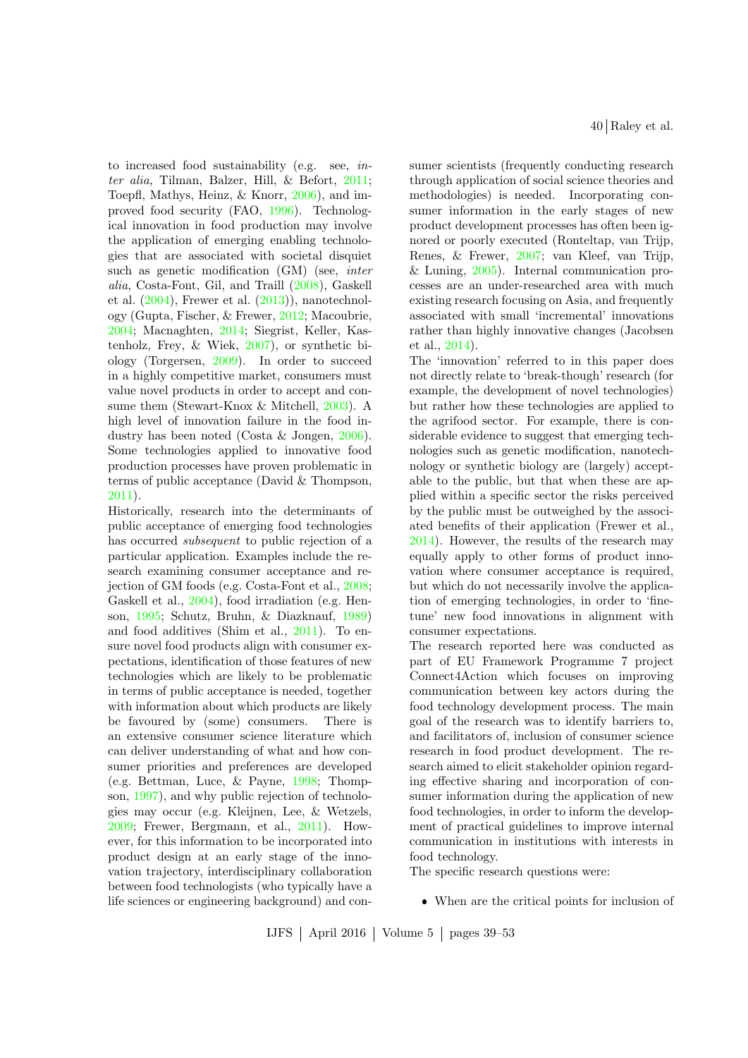to increased food sustainability (e.g. see, *inter alia,* Tilman, Balzer, Hill, & Befort, 2011; Toepfl, Mathys, Heinz, & Knorr, 2006), and improved food security (FAO, 1996). Technological innovation in food production may involve the application of emerging enabling technologies that are associated with societal disquiet such as genetic modification (GM) (see, *inter alia*, Costa-Font, Gil, and Traill (2008), Gaskell et al. (2004), Frewer et al. (2013)), nanotechnology (Gupta, Fischer, & Frewer, 2012; Macoubrie, 2004; Macnaghten, 2014; Siegrist, Keller, Kastenholz, Frey, & Wiek, 2007), or synthetic biology (Torgersen, 2009). In order to succeed in a highly competitive market, consumers must value novel products in order to accept and consume them (Stewart-Knox & Mitchell, 2003). A high level of innovation failure in the food industry has been noted (Costa & Jongen, 2006). Some technologies applied to innovative food production processes have proven problematic in terms of public acceptance (David & Thompson, 2011).

Historically, research into the determinants of public acceptance of emerging food technologies has occurred *subsequent* to public rejection of a particular application. Examples include the research examining consumer acceptance and rejection of GM foods (e.g. Costa-Font et al., 2008; Gaskell et al., 2004), food irradiation (e.g. Henson, 1995; Schutz, Bruhn, & Diazknauf, 1989) and food additives (Shim et al., 2011). To ensure novel food products align with consumer expectations, identification of those features of new technologies which are likely to be problematic in terms of public acceptance is needed, together with information about which products are likely be favoured by (some) consumers. There is an extensive consumer science literature which can deliver understanding of what and how consumer priorities and preferences are developed (e.g. Bettman, Luce, & Payne, 1998; Thompson, 1997), and why public rejection of technologies may occur (e.g. Kleijnen, Lee, & Wetzels, 2009; Frewer, Bergmann, et al., 2011). However, for this information to be incorporated into product design at an early stage of the innovation trajectory, interdisciplinary collaboration between food technologists (who typically have a life sciences or engineering background) and consumer scientists (frequently conducting research through application of social science theories and methodologies) is needed. Incorporating consumer information in the early stages of new product development processes has often been ignored or poorly executed (Ronteltap, van Trijp, Renes, & Frewer, 2007; van Kleef, van Trijp, & Luning, 2005). Internal communication processes are an under-researched area with much existing research focusing on Asia, and frequently associated with small 'incremental' innovations rather than highly innovative changes (Jacobsen et al., 2014).

The 'innovation' referred to in this paper does not directly relate to 'break-though' research (for example, the development of novel technologies) but rather how these technologies are applied to the agrifood sector. For example, there is considerable evidence to suggest that emerging technologies such as genetic modification, nanotechnology or synthetic biology are (largely) acceptable to the public, but that when these are applied within a specific sector the risks perceived by the public must be outweighed by the associated benefits of their application (Frewer et al., 2014). However, the results of the research may equally apply to other forms of product innovation where consumer acceptance is required, but which do not necessarily involve the application of emerging technologies, in order to 'fine-tune' new food innovations in alignment with consumer expectations.

The research reported here was conducted as part of EU Framework Programme 7 project Connect4Action which focuses on improving communication between key actors during the food technology development process. The main goal of the research was to identify barriers to, and facilitators of, inclusion of consumer science research in food product development. The research aimed to elicit stakeholder opinion regarding effective sharing and incorporation of consumer information during the application of new food technologies, in order to inform the development of practical guidelines to improve internal communication in institutions with interests in food technology.

The specific research questions were:

- When are the critical points for inclusion of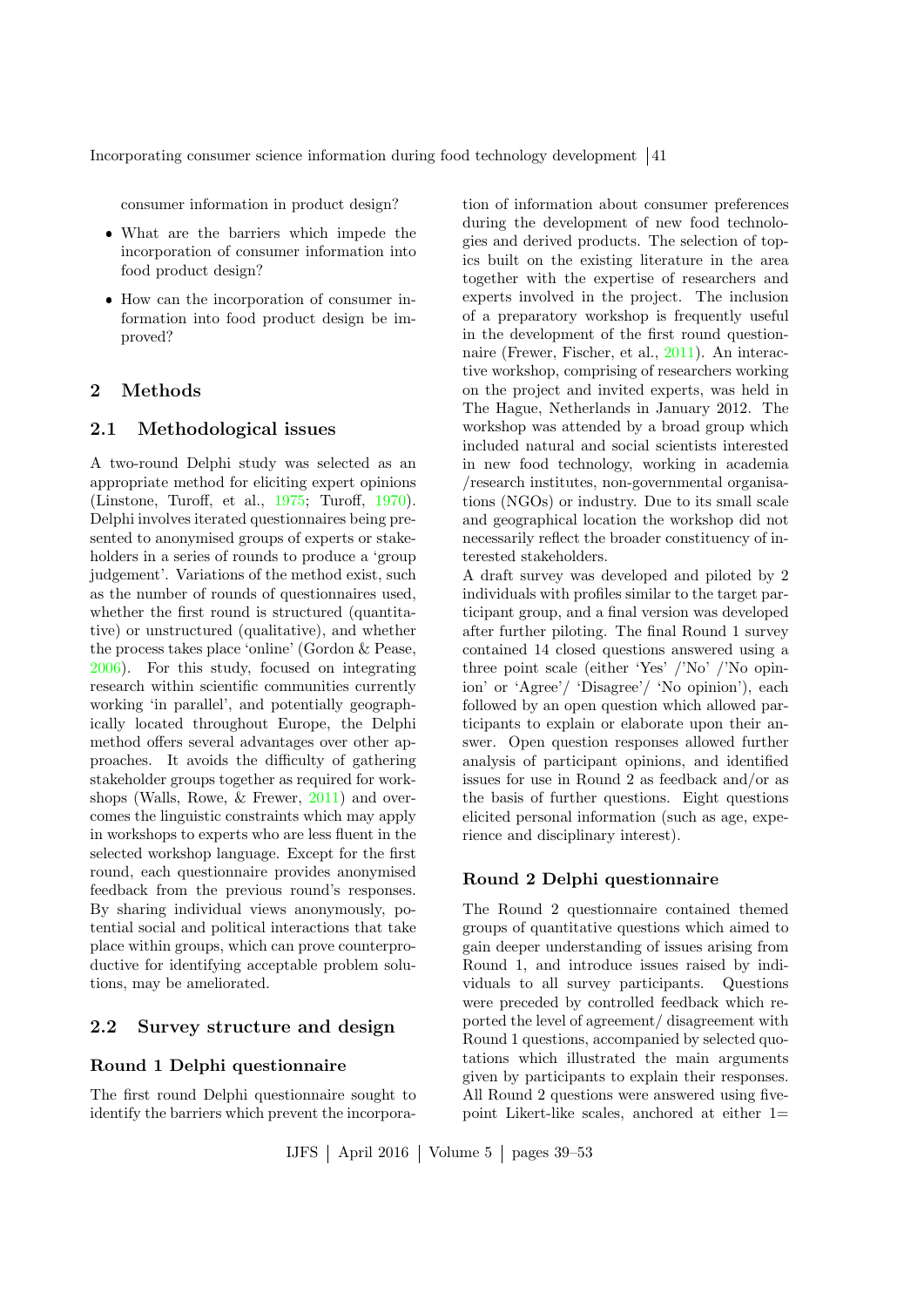consumer information in product design?

- What are the barriers which impede the incorporation of consumer information into food product design?
- How can the incorporation of consumer information into food product design be improved?

## 2 Methods

### 2.1 Methodological issues

A two-round Delphi study was selected as an appropriate method for eliciting expert opinions (Linstone, Turoff, et al., 1975; Turoff, 1970). Delphi involves iterated questionnaires being presented to anonymised groups of experts or stakeholders in a series of rounds to produce a 'group judgement'. Variations of the method exist, such as the number of rounds of questionnaires used, whether the first round is structured (quantitative) or unstructured (qualitative), and whether the process takes place 'online' (Gordon & Pease, 2006). For this study, focused on integrating research within scientific communities currently working 'in parallel', and potentially geographically located throughout Europe, the Delphi method offers several advantages over other approaches. It avoids the difficulty of gathering stakeholder groups together as required for workshops (Walls, Rowe, & Frewer, 2011) and overcomes the linguistic constraints which may apply in workshops to experts who are less fluent in the selected workshop language. Except for the first round, each questionnaire provides anonymised feedback from the previous round's responses. By sharing individual views anonymously, potential social and political interactions that take place within groups, which can prove counterproductive for identifying acceptable problem solutions, may be ameliorated.

### 2.2 Survey structure and design

#### Round 1 Delphi questionnaire

The first round Delphi questionnaire sought to identify the barriers which prevent the incorporation of information about consumer preferences during the development of new food technologies and derived products. The selection of topics built on the existing literature in the area together with the expertise of researchers and experts involved in the project. The inclusion of a preparatory workshop is frequently useful in the development of the first round questionnaire (Frewer, Fischer, et al., 2011). An interactive workshop, comprising of researchers working on the project and invited experts, was held in The Hague, Netherlands in January 2012. The workshop was attended by a broad group which included natural and social scientists interested in new food technology, working in academia /research institutes, non-governmental organisations (NGOs) or industry. Due to its small scale and geographical location the workshop did not necessarily reflect the broader constituency of interested stakeholders.

A draft survey was developed and piloted by 2 individuals with profiles similar to the target participant group, and a final version was developed after further piloting. The final Round 1 survey contained 14 closed questions answered using a three point scale (either 'Yes' /'No' /'No opinion' or 'Agree'/ 'Disagree'/ 'No opinion'), each followed by an open question which allowed participants to explain or elaborate upon their answer. Open question responses allowed further analysis of participant opinions, and identified issues for use in Round 2 as feedback and/or as the basis of further questions. Eight questions elicited personal information (such as age, experience and disciplinary interest).

#### Round 2 Delphi questionnaire

The Round 2 questionnaire contained themed groups of quantitative questions which aimed to gain deeper understanding of issues arising from Round 1, and introduce issues raised by individuals to all survey participants. Questions were preceded by controlled feedback which reported the level of agreement/ disagreement with Round 1 questions, accompanied by selected quotations which illustrated the main arguments given by participants to explain their responses. All Round 2 questions were answered using five-point Likert-like scales, anchored at either 1=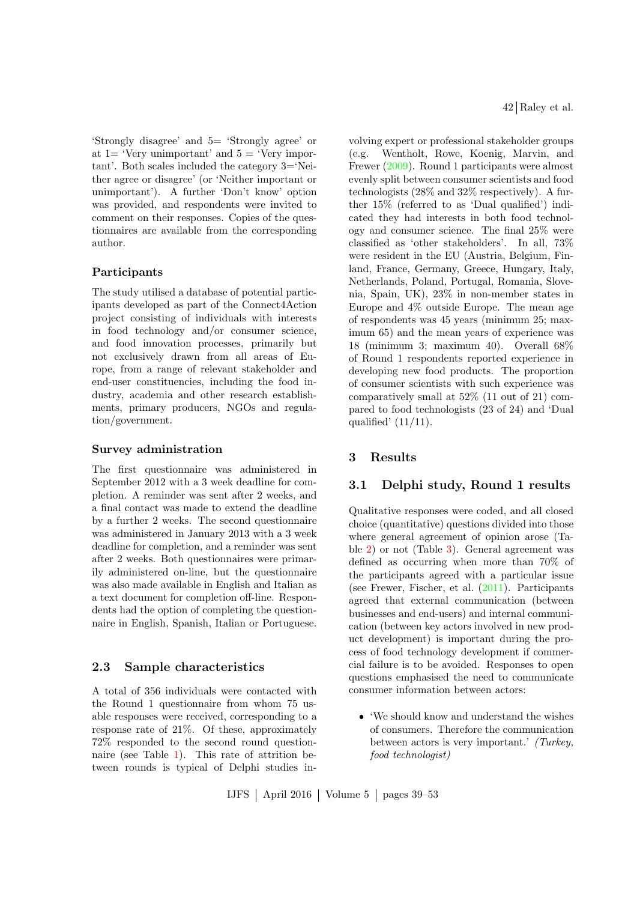'Strongly disagree' and 5= 'Strongly agree' or at 1= 'Very unimportant' and 5 = 'Very important'. Both scales included the category 3='Neither agree or disagree' (or 'Neither important or unimportant'). A further 'Don't know' option was provided, and respondents were invited to comment on their responses. Copies of the questionnaires are available from the corresponding author.

**Participants**

The study utilised a database of potential participants developed as part of the Connect4Action project consisting of individuals with interests in food technology and/or consumer science, and food innovation processes, primarily but not exclusively drawn from all areas of Europe, from a range of relevant stakeholder and end-user constituencies, including the food industry, academia and other research establishments, primary producers, NGOs and regulation/government.

**Survey administration**

The first questionnaire was administered in September 2012 with a 3 week deadline for completion. A reminder was sent after 2 weeks, and a final contact was made to extend the deadline by a further 2 weeks. The second questionnaire was administered in January 2013 with a 3 week deadline for completion, and a reminder was sent after 2 weeks. Both questionnaires were primarily administered on-line, but the questionnaire was also made available in English and Italian as a text document for completion off-line. Respondents had the option of completing the questionnaire in English, Spanish, Italian or Portuguese.

## 2.3 Sample characteristics

A total of 356 individuals were contacted with the Round 1 questionnaire from whom 75 usable responses were received, corresponding to a response rate of 21%. Of these, approximately 72% responded to the second round questionnaire (see Table 1). This rate of attrition between rounds is typical of Delphi studies involving expert or professional stakeholder groups (e.g. Wentholt, Rowe, Koenig, Marvin, and Frewer (2009). Round 1 participants were almost evenly split between consumer scientists and food technologists (28% and 32% respectively). A further 15% (referred to as 'Dual qualified') indicated they had interests in both food technology and consumer science. The final 25% were classified as 'other stakeholders'. In all, 73% were resident in the EU (Austria, Belgium, Finland, France, Germany, Greece, Hungary, Italy, Netherlands, Poland, Portugal, Romania, Slovenia, Spain, UK), 23% in non-member states in Europe and 4% outside Europe. The mean age of respondents was 45 years (minimum 25; maximum 65) and the mean years of experience was 18 (minimum 3; maximum 40). Overall 68% of Round 1 respondents reported experience in developing new food products. The proportion of consumer scientists with such experience was comparatively small at 52% (11 out of 21) compared to food technologists (23 of 24) and 'Dual qualified' (11/11).

# 3 Results

## 3.1 Delphi study, Round 1 results

Qualitative responses were coded, and all closed choice (quantitative) questions divided into those where general agreement of opinion arose (Table 2) or not (Table 3). General agreement was defined as occurring when more than 70% of the participants agreed with a particular issue (see Frewer, Fischer, et al. (2011). Participants agreed that external communication (between businesses and end-users) and internal communication (between key actors involved in new product development) is important during the process of food technology development if commercial failure is to be avoided. Responses to open questions emphasised the need to communicate consumer information between actors:

- 'We should know and understand the wishes of consumers. Therefore the communication between actors is very important.' *(Turkey, food technologist)*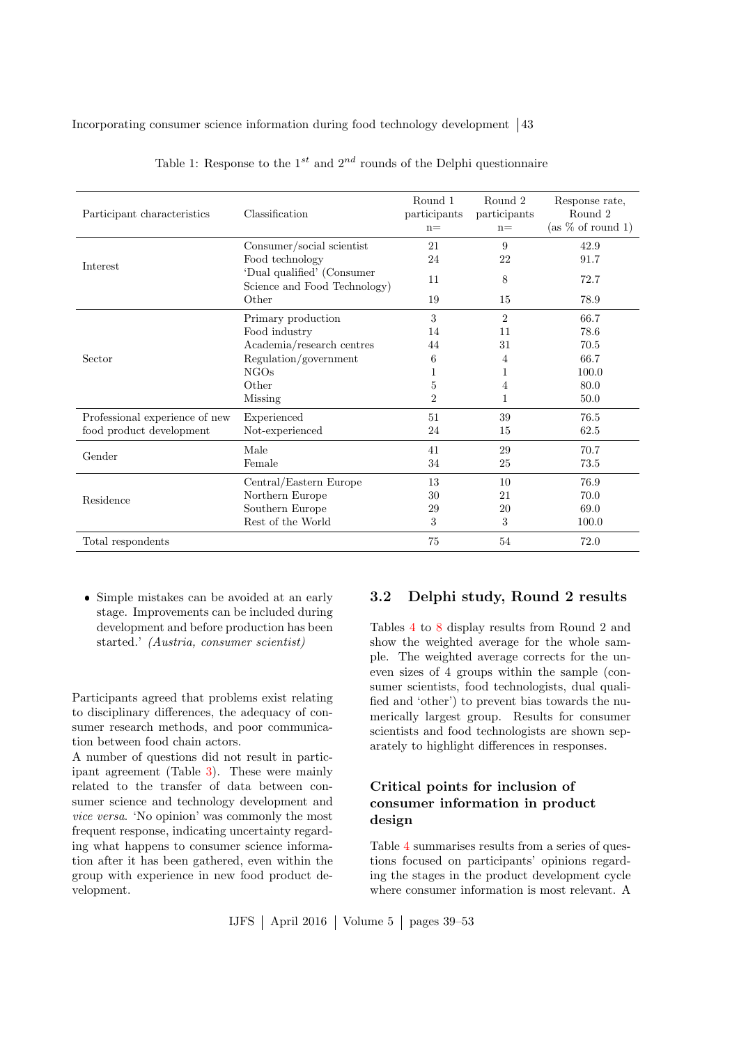Table 1: Response to the $1^{st}$ and $2^{nd}$ rounds of the Delphi questionnaire

| Participant characteristics | Classification | Round 1 participants n= | Round 2 participants n= | Response rate, Round 2 (as % of round 1) |
|---|---|---|---|---|
| Interest | Consumer/social scientist | 21 | 9 | 42.9 |
| | Food technology | 24 | 22 | 91.7 |
| | 'Dual qualified' (Consumer Science and Food Technology) | 11 | 8 | 72.7 |
| | Other | 19 | 15 | 78.9 |
| Sector | Primary production | 3 | 2 | 66.7 |
| | Food industry | 14 | 11 | 78.6 |
| | Academia/research centres | 44 | 31 | 70.5 |
| | Regulation/government | 6 | 4 | 66.7 |
| | NGOs | 1 | 1 | 100.0 |
| | Other | 5 | 4 | 80.0 |
| | Missing | 2 | 1 | 50.0 |
| Professional experience of new food product development | Experienced | 51 | 39 | 76.5 |
| | Not-experienced | 24 | 15 | 62.5 |
| Gender | Male | 41 | 29 | 70.7 |
| | Female | 34 | 25 | 73.5 |
| Residence | Central/Eastern Europe | 13 | 10 | 76.9 |
| | Northern Europe | 30 | 21 | 70.0 |
| | Southern Europe | 29 | 20 | 69.0 |
| | Rest of the World | 3 | 3 | 100.0 |
| Total respondents | | 75 | 54 | 72.0 |

- Simple mistakes can be avoided at an early stage. Improvements can be included during development and before production has been started.' *(Austria, consumer scientist)*

Participants agreed that problems exist relating to disciplinary differences, the adequacy of consumer research methods, and poor communication between food chain actors.

A number of questions did not result in participant agreement (Table 3). These were mainly related to the transfer of data between consumer science and technology development and *vice versa*. 'No opinion' was commonly the most frequent response, indicating uncertainty regarding what happens to consumer science information after it has been gathered, even within the group with experience in new food product development.

## 3.2 Delphi study, Round 2 results

Tables 4 to 8 display results from Round 2 and show the weighted average for the whole sample. The weighted average corrects for the uneven sizes of 4 groups within the sample (consumer scientists, food technologists, dual qualified and 'other') to prevent bias towards the numerically largest group. Results for consumer scientists and food technologists are shown separately to highlight differences in responses.

### Critical points for inclusion of consumer information in product design

Table 4 summarises results from a series of questions focused on participants' opinions regarding the stages in the product development cycle where consumer information is most relevant. A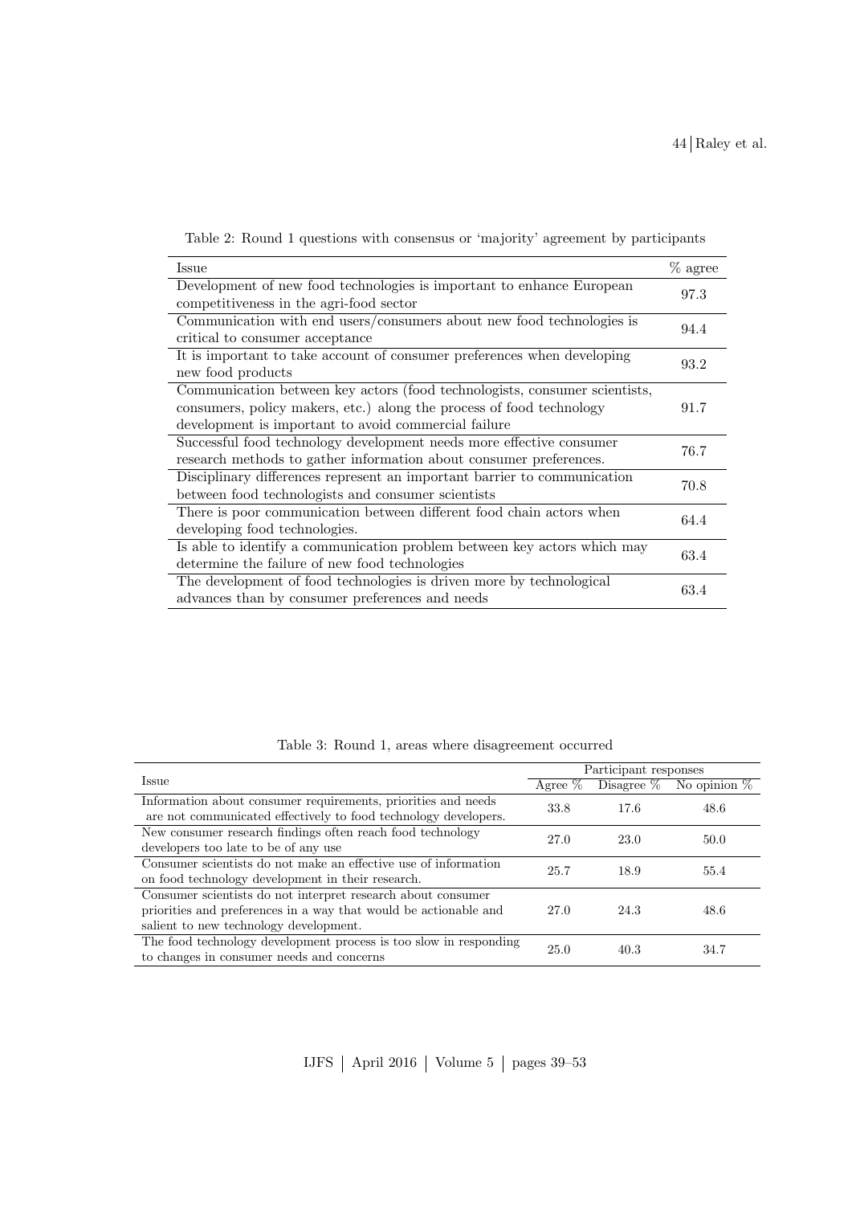Table 2: Round 1 questions with consensus or 'majority' agreement by participants

| Issue | % agree |
|---|---|
| Development of new food technologies is important to enhance European competitiveness in the agri-food sector | 97.3 |
| Communication with end users/consumers about new food technologies is critical to consumer acceptance | 94.4 |
| It is important to take account of consumer preferences when developing new food products | 93.2 |
| Communication between key actors (food technologists, consumer scientists, consumers, policy makers, etc.) along the process of food technology development is important to avoid commercial failure | 91.7 |
| Successful food technology development needs more effective consumer research methods to gather information about consumer preferences. | 76.7 |
| Disciplinary differences represent an important barrier to communication between food technologists and consumer scientists | 70.8 |
| There is poor communication between different food chain actors when developing food technologies. | 64.4 |
| Is able to identify a communication problem between key actors which may determine the failure of new food technologies | 63.4 |
| The development of food technologies is driven more by technological advances than by consumer preferences and needs | 63.4 |

Table 3: Round 1, areas where disagreement occurred

| Issue | Participant responses | | |
|---|---|---|---|
| | Agree % | Disagree % | No opinion % |
| Information about consumer requirements, priorities and needs are not communicated effectively to food technology developers. | 33.8 | 17.6 | 48.6 |
| New consumer research findings often reach food technology developers too late to be of any use | 27.0 | 23.0 | 50.0 |
| Consumer scientists do not make an effective use of information on food technology development in their research. | 25.7 | 18.9 | 55.4 |
| Consumer scientists do not interpret research about consumer priorities and preferences in a way that would be actionable and salient to new technology development. | 27.0 | 24.3 | 48.6 |
| The food technology development process is too slow in responding to changes in consumer needs and concerns | 25.0 | 40.3 | 34.7 |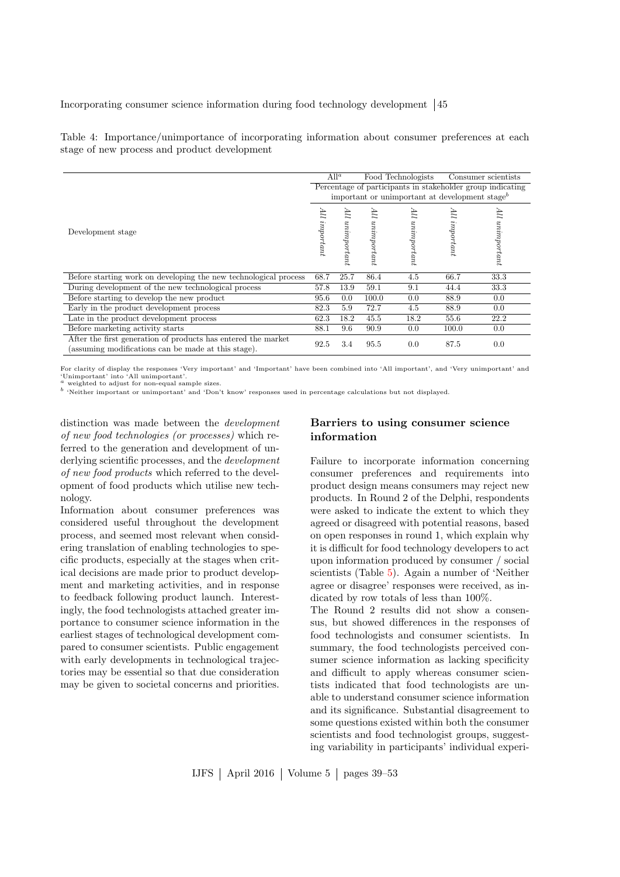Table 4: Importance/unimportance of incorporating information about consumer preferences at each stage of new process and product development

| Development stage | All[a] | | Food Technologists | | Consumer scientists | |
|---|---|---|---|---|---|---|
| | Percentage of participants in stakeholder group indicating important or unimportant at development stage[b] | | | | | |
| | *All important* | *All unimportant* | *All unimportant* | *All unimportant* | *All important* | *All unimportant* |
| Before starting work on developing the new technological process | 68.7 | 25.7 | 86.4 | 4.5 | 66.7 | 33.3 |
| During development of the new technological process | 57.8 | 13.9 | 59.1 | 9.1 | 44.4 | 33.3 |
| Before starting to develop the new product | 95.6 | 0.0 | 100.0 | 0.0 | 88.9 | 0.0 |
| Early in the product development process | 82.3 | 5.9 | 72.7 | 4.5 | 88.9 | 0.0 |
| Late in the product development process | 62.3 | 18.2 | 45.5 | 18.2 | 55.6 | 22.2 |
| Before marketing activity starts | 88.1 | 9.6 | 90.9 | 0.0 | 100.0 | 0.0 |
| After the first generation of products has entered the market (assuming modifications can be made at this stage). | 92.5 | 3.4 | 95.5 | 0.0 | 87.5 | 0.0 |

For clarity of display the responses 'Very important' and 'Important' have been combined into 'All important', and 'Very unimportant' and 'Unimportant' into 'All unimportant'.
[a] weighted to adjust for non-equal sample sizes.
[b] 'Neither important or unimportant' and 'Don't know' responses used in percentage calculations but not displayed.

distinction was made between the *development of new food technologies (or processes)* which referred to the generation and development of underlying scientific processes, and the *development of new food products* which referred to the development of food products which utilise new technology.

Information about consumer preferences was considered useful throughout the development process, and seemed most relevant when considering translation of enabling technologies to specific products, especially at the stages when critical decisions are made prior to product development and marketing activities, and in response to feedback following product launch. Interestingly, the food technologists attached greater importance to consumer science information in the earliest stages of technological development compared to consumer scientists. Public engagement with early developments in technological trajectories may be essential so that due consideration may be given to societal concerns and priorities.

## Barriers to using consumer science information

Failure to incorporate information concerning consumer preferences and requirements into product design means consumers may reject new products. In Round 2 of the Delphi, respondents were asked to indicate the extent to which they agreed or disagreed with potential reasons, based on open responses in round 1, which explain why it is difficult for food technology developers to act upon information produced by consumer / social scientists (Table 5). Again a number of 'Neither agree or disagree' responses were received, as indicated by row totals of less than 100%.

The Round 2 results did not show a consensus, but showed differences in the responses of food technologists and consumer scientists. In summary, the food technologists perceived consumer science information as lacking specificity and difficult to apply whereas consumer scientists indicated that food technologists are unable to understand consumer science information and its significance. Substantial disagreement to some questions existed within both the consumer scientists and food technologist groups, suggesting variability in participants' individual experi-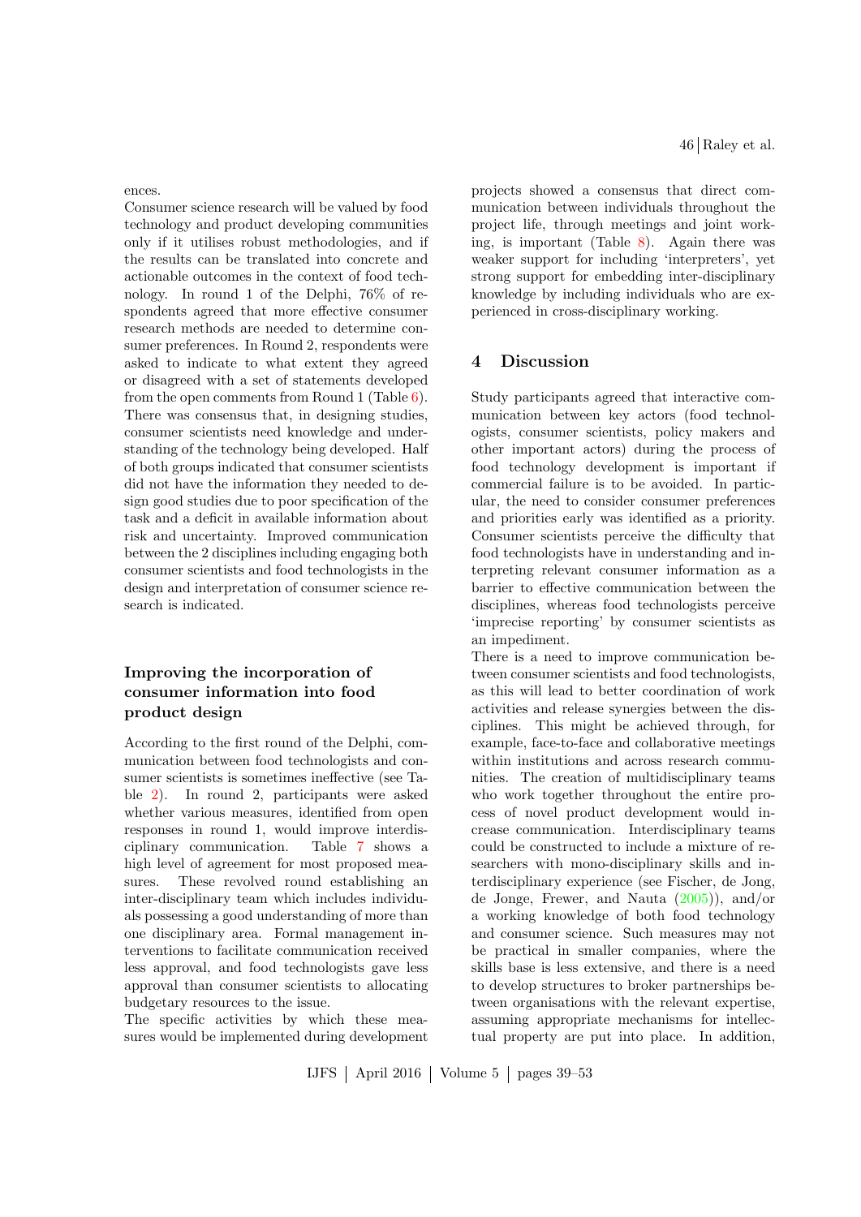ences.

Consumer science research will be valued by food technology and product developing communities only if it utilises robust methodologies, and if the results can be translated into concrete and actionable outcomes in the context of food technology. In round 1 of the Delphi, 76% of respondents agreed that more effective consumer research methods are needed to determine consumer preferences. In Round 2, respondents were asked to indicate to what extent they agreed or disagreed with a set of statements developed from the open comments from Round 1 (Table 6). There was consensus that, in designing studies, consumer scientists need knowledge and understanding of the technology being developed. Half of both groups indicated that consumer scientists did not have the information they needed to design good studies due to poor specification of the task and a deficit in available information about risk and uncertainty. Improved communication between the 2 disciplines including engaging both consumer scientists and food technologists in the design and interpretation of consumer science research is indicated.

### Improving the incorporation of consumer information into food product design

According to the first round of the Delphi, communication between food technologists and consumer scientists is sometimes ineffective (see Table 2). In round 2, participants were asked whether various measures, identified from open responses in round 1, would improve interdisciplinary communication. Table 7 shows a high level of agreement for most proposed measures. These revolved round establishing an inter-disciplinary team which includes individuals possessing a good understanding of more than one disciplinary area. Formal management interventions to facilitate communication received less approval, and food technologists gave less approval than consumer scientists to allocating budgetary resources to the issue.

The specific activities by which these measures would be implemented during development projects showed a consensus that direct communication between individuals throughout the project life, through meetings and joint working, is important (Table 8). Again there was weaker support for including 'interpreters', yet strong support for embedding inter-disciplinary knowledge by including individuals who are experienced in cross-disciplinary working.

## 4 Discussion

Study participants agreed that interactive communication between key actors (food technologists, consumer scientists, policy makers and other important actors) during the process of food technology development is important if commercial failure is to be avoided. In particular, the need to consider consumer preferences and priorities early was identified as a priority. Consumer scientists perceive the difficulty that food technologists have in understanding and interpreting relevant consumer information as a barrier to effective communication between the disciplines, whereas food technologists perceive 'imprecise reporting' by consumer scientists as an impediment.

There is a need to improve communication between consumer scientists and food technologists, as this will lead to better coordination of work activities and release synergies between the disciplines. This might be achieved through, for example, face-to-face and collaborative meetings within institutions and across research communities. The creation of multidisciplinary teams who work together throughout the entire process of novel product development would increase communication. Interdisciplinary teams could be constructed to include a mixture of researchers with mono-disciplinary skills and interdisciplinary experience (see Fischer, de Jong, de Jonge, Frewer, and Nauta (2005)), and/or a working knowledge of both food technology and consumer science. Such measures may not be practical in smaller companies, where the skills base is less extensive, and there is a need to develop structures to broker partnerships between organisations with the relevant expertise, assuming appropriate mechanisms for intellectual property are put into place. In addition,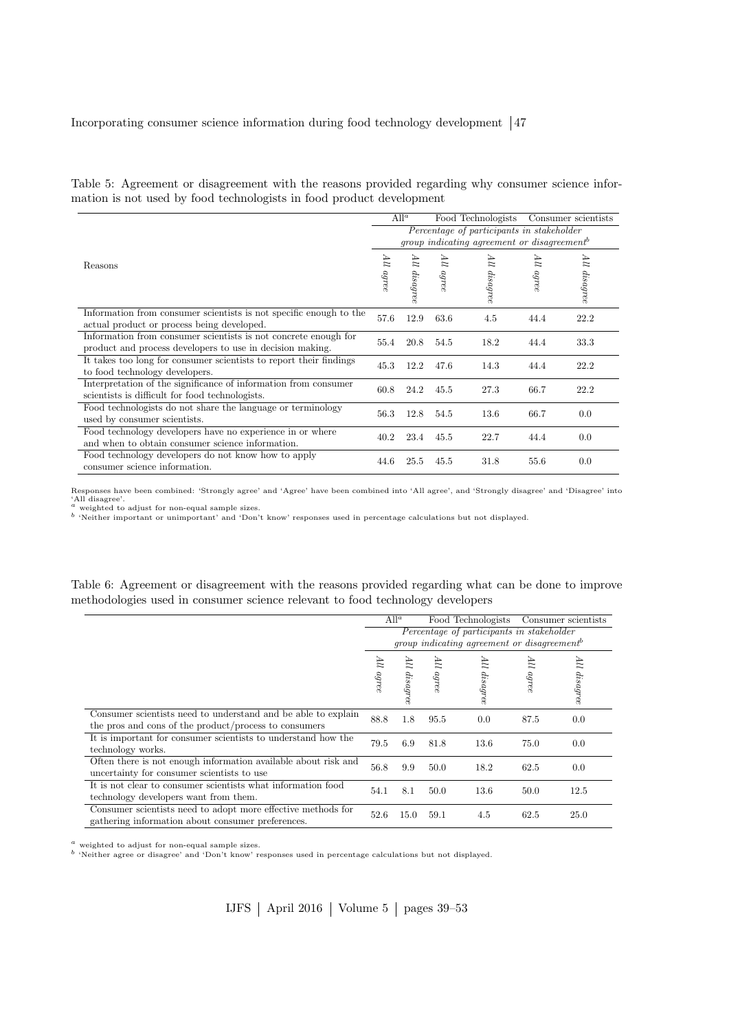Table 5: Agreement or disagreement with the reasons provided regarding why consumer science information is not used by food technologists in food product development

| Reasons | All[a] | | Food Technologists | | Consumer scientists | |
|---|---|---|---|---|---|---|
| | *Percentage of participants in stakeholder group indicating agreement or disagreement*[b] | | | | | |
| | *All agree* | *All disagree* | *All agree* | *All disagree* | *All agree* | *All disagree* |
| Information from consumer scientists is not specific enough to the actual product or process being developed. | 57.6 | 12.9 | 63.6 | 4.5 | 44.4 | 22.2 |
| Information from consumer scientists is not concrete enough for product and process developers to use in decision making. | 55.4 | 20.8 | 54.5 | 18.2 | 44.4 | 33.3 |
| It takes too long for consumer scientists to report their findings to food technology developers. | 45.3 | 12.2 | 47.6 | 14.3 | 44.4 | 22.2 |
| Interpretation of the significance of information from consumer scientists is difficult for food technologists. | 60.8 | 24.2 | 45.5 | 27.3 | 66.7 | 22.2 |
| Food technologists do not share the language or terminology used by consumer scientists. | 56.3 | 12.8 | 54.5 | 13.6 | 66.7 | 0.0 |
| Food technology developers have no experience in or where and when to obtain consumer science information. | 40.2 | 23.4 | 45.5 | 22.7 | 44.4 | 0.0 |
| Food technology developers do not know how to apply consumer science information. | 44.6 | 25.5 | 45.5 | 31.8 | 55.6 | 0.0 |

Responses have been combined: 'Strongly agree' and 'Agree' have been combined into 'All agree', and 'Strongly disagree' and 'Disagree' into 'All disagree'.
[a] weighted to adjust for non-equal sample sizes.
[b] 'Neither important or unimportant' and 'Don't know' responses used in percentage calculations but not displayed.

Table 6: Agreement or disagreement with the reasons provided regarding what can be done to improve methodologies used in consumer science relevant to food technology developers

| | All[a] | | Food Technologists | | Consumer scientists | |
|---|---|---|---|---|---|---|
| | *Percentage of participants in stakeholder group indicating agreement or disagreement*[b] | | | | | |
| | *All agree* | *All disagree* | *All agree* | *All disagree* | *All agree* | *All disagree* |
| Consumer scientists need to understand and be able to explain the pros and cons of the product/process to consumers | 88.8 | 1.8 | 95.5 | 0.0 | 87.5 | 0.0 |
| It is important for consumer scientists to understand how the technology works. | 79.5 | 6.9 | 81.8 | 13.6 | 75.0 | 0.0 |
| Often there is not enough information available about risk and uncertainty for consumer scientists to use | 56.8 | 9.9 | 50.0 | 18.2 | 62.5 | 0.0 |
| It is not clear to consumer scientists what information food technology developers want from them. | 54.1 | 8.1 | 50.0 | 13.6 | 50.0 | 12.5 |
| Consumer scientists need to adopt more effective methods for gathering information about consumer preferences. | 52.6 | 15.0 | 59.1 | 4.5 | 62.5 | 25.0 |

[a] weighted to adjust for non-equal sample sizes.
[b] 'Neither agree or disagree' and 'Don't know' responses used in percentage calculations but not displayed.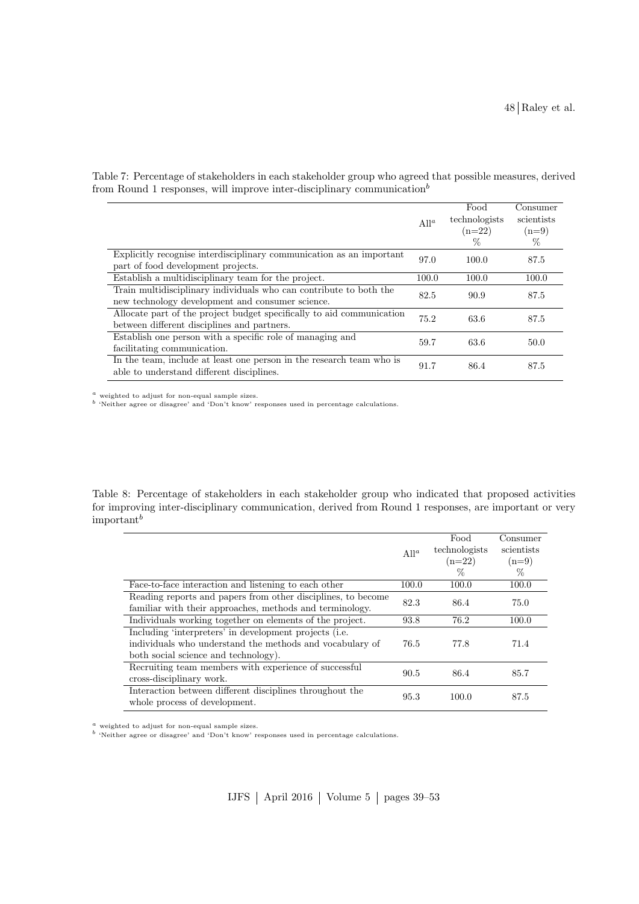Table 7: Percentage of stakeholders in each stakeholder group who agreed that possible measures, derived from Round 1 responses, will improve inter-disciplinary communication[b]

| | All[a] | Food technologists (n=22) % | Consumer scientists (n=9) % |
|---|---|---|---|
| Explicitly recognise interdisciplinary communication as an important part of food development projects. | 97.0 | 100.0 | 87.5 |
| Establish a multidisciplinary team for the project. | 100.0 | 100.0 | 100.0 |
| Train multidisciplinary individuals who can contribute to both the new technology development and consumer science. | 82.5 | 90.9 | 87.5 |
| Allocate part of the project budget specifically to aid communication between different disciplines and partners. | 75.2 | 63.6 | 87.5 |
| Establish one person with a specific role of managing and facilitating communication. | 59.7 | 63.6 | 50.0 |
| In the team, include at least one person in the research team who is able to understand different disciplines. | 91.7 | 86.4 | 87.5 |

[a] weighted to adjust for non-equal sample sizes.
[b] 'Neither agree or disagree' and 'Don't know' responses used in percentage calculations.

Table 8: Percentage of stakeholders in each stakeholder group who indicated that proposed activities for improving inter-disciplinary communication, derived from Round 1 responses, are important or very important[b]

| | All[a] | Food technologists (n=22) % | Consumer scientists (n=9) % |
|---|---|---|---|
| Face-to-face interaction and listening to each other | 100.0 | 100.0 | 100.0 |
| Reading reports and papers from other disciplines, to become familiar with their approaches, methods and terminology. | 82.3 | 86.4 | 75.0 |
| Individuals working together on elements of the project. | 93.8 | 76.2 | 100.0 |
| Including 'interpreters' in development projects (i.e. individuals who understand the methods and vocabulary of both social science and technology). | 76.5 | 77.8 | 71.4 |
| Recruiting team members with experience of successful cross-disciplinary work. | 90.5 | 86.4 | 85.7 |
| Interaction between different disciplines throughout the whole process of development. | 95.3 | 100.0 | 87.5 |

[a] weighted to adjust for non-equal sample sizes.
[b] 'Neither agree or disagree' and 'Don't know' responses used in percentage calculations.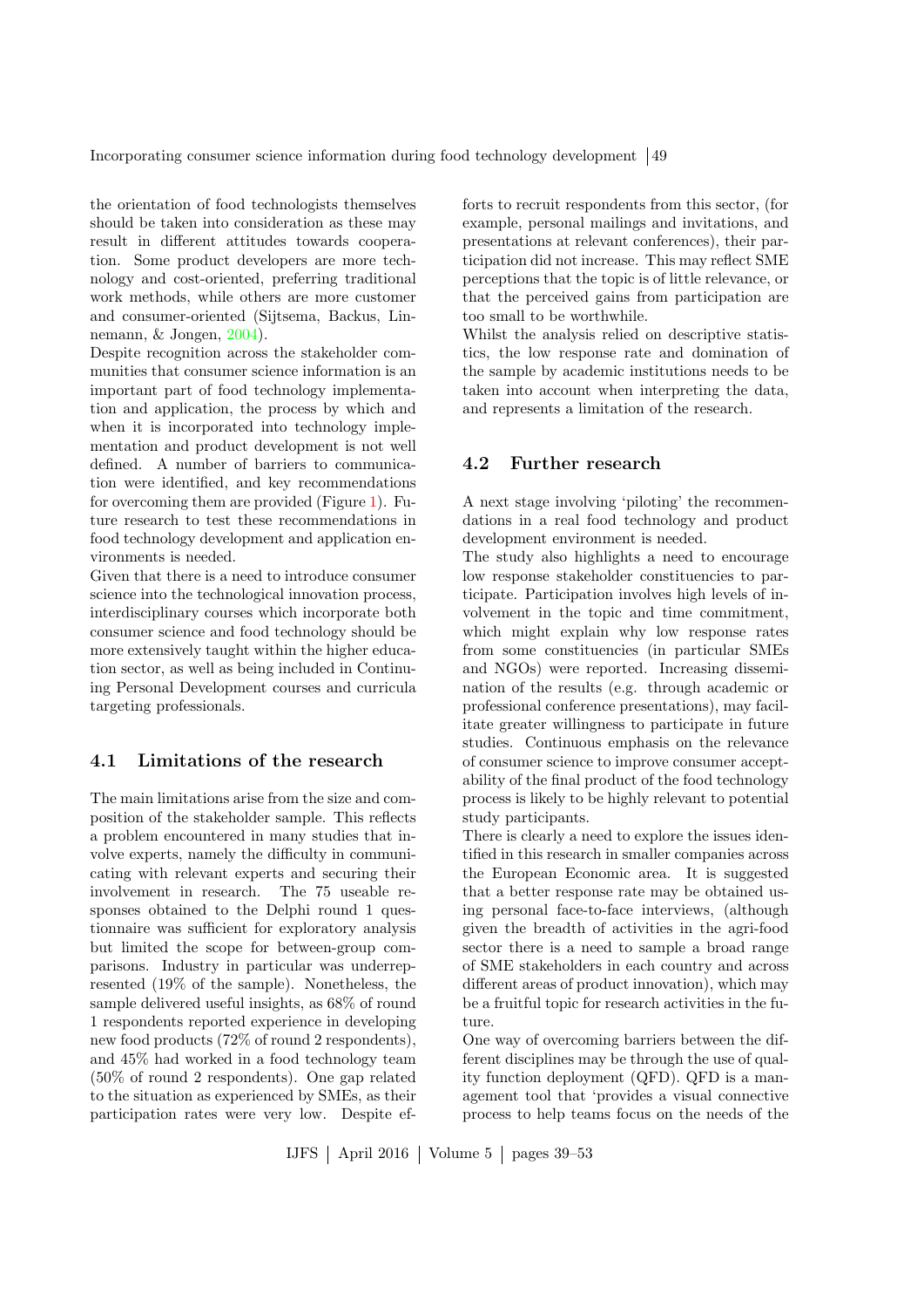the orientation of food technologists themselves should be taken into consideration as these may result in different attitudes towards cooperation. Some product developers are more technology and cost-oriented, preferring traditional work methods, while others are more customer and consumer-oriented (Sijtsema, Backus, Linnemann, & Jongen, 2004).

Despite recognition across the stakeholder communities that consumer science information is an important part of food technology implementation and application, the process by which and when it is incorporated into technology implementation and product development is not well defined. A number of barriers to communication were identified, and key recommendations for overcoming them are provided (Figure 1). Future research to test these recommendations in food technology development and application environments is needed.

Given that there is a need to introduce consumer science into the technological innovation process, interdisciplinary courses which incorporate both consumer science and food technology should be more extensively taught within the higher education sector, as well as being included in Continuing Personal Development courses and curricula targeting professionals.

## 4.1 Limitations of the research

The main limitations arise from the size and composition of the stakeholder sample. This reflects a problem encountered in many studies that involve experts, namely the difficulty in communicating with relevant experts and securing their involvement in research. The 75 useable responses obtained to the Delphi round 1 questionnaire was sufficient for exploratory analysis but limited the scope for between-group comparisons. Industry in particular was underrepresented (19% of the sample). Nonetheless, the sample delivered useful insights, as 68% of round 1 respondents reported experience in developing new food products (72% of round 2 respondents), and 45% had worked in a food technology team (50% of round 2 respondents). One gap related to the situation as experienced by SMEs, as their participation rates were very low. Despite efforts to recruit respondents from this sector, (for example, personal mailings and invitations, and presentations at relevant conferences), their participation did not increase. This may reflect SME perceptions that the topic is of little relevance, or that the perceived gains from participation are too small to be worthwhile.

Whilst the analysis relied on descriptive statistics, the low response rate and domination of the sample by academic institutions needs to be taken into account when interpreting the data, and represents a limitation of the research.

## 4.2 Further research

A next stage involving 'piloting' the recommendations in a real food technology and product development environment is needed.

The study also highlights a need to encourage low response stakeholder constituencies to participate. Participation involves high levels of involvement in the topic and time commitment, which might explain why low response rates from some constituencies (in particular SMEs and NGOs) were reported. Increasing dissemination of the results (e.g. through academic or professional conference presentations), may facilitate greater willingness to participate in future studies. Continuous emphasis on the relevance of consumer science to improve consumer acceptability of the final product of the food technology process is likely to be highly relevant to potential study participants.

There is clearly a need to explore the issues identified in this research in smaller companies across the European Economic area. It is suggested that a better response rate may be obtained using personal face-to-face interviews, (although given the breadth of activities in the agri-food sector there is a need to sample a broad range of SME stakeholders in each country and across different areas of product innovation), which may be a fruitful topic for research activities in the future.

One way of overcoming barriers between the different disciplines may be through the use of quality function deployment (QFD). QFD is a management tool that 'provides a visual connective process to help teams focus on the needs of the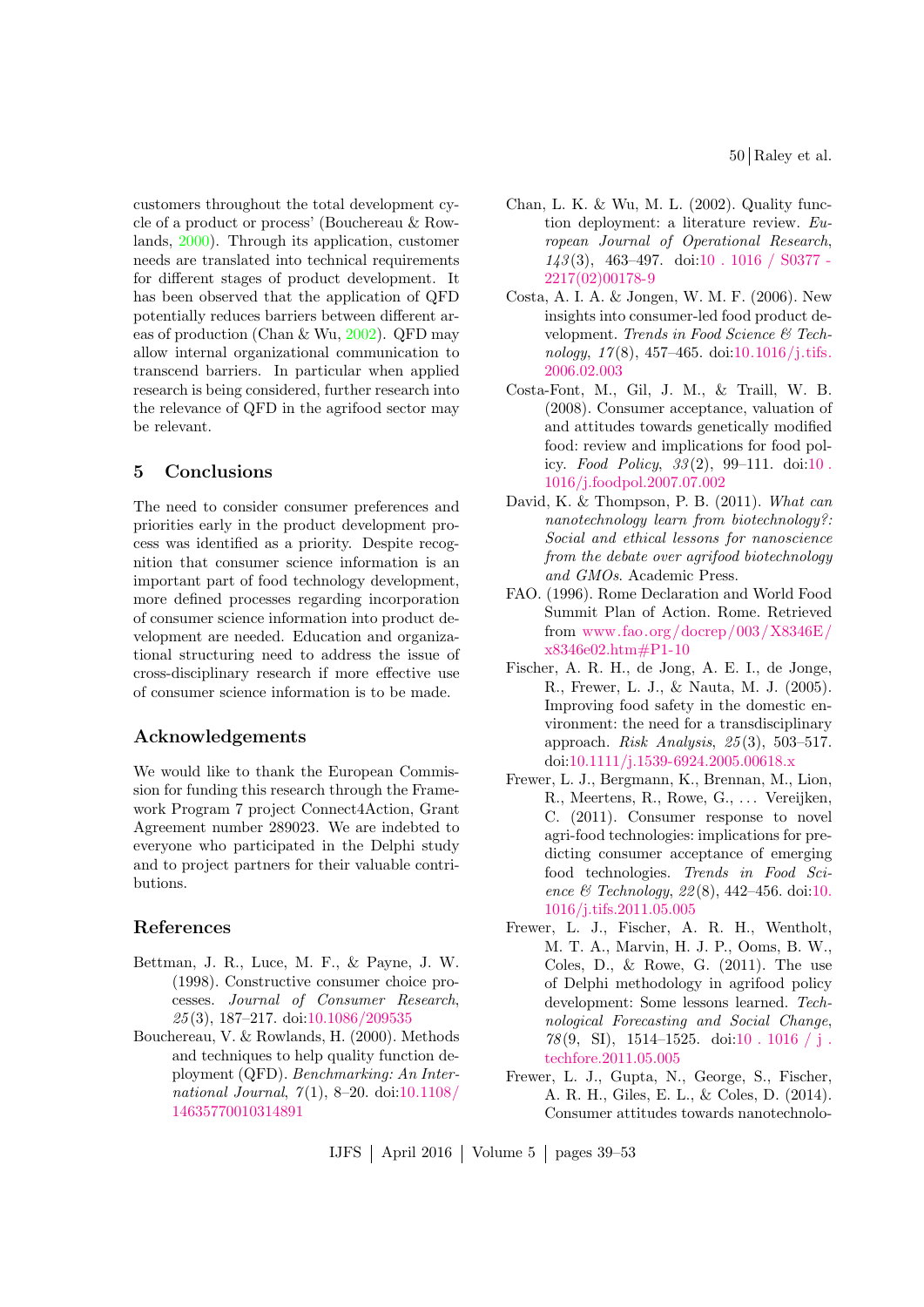customers throughout the total development cycle of a product or process' (Bouchereau & Rowlands, 2000). Through its application, customer needs are translated into technical requirements for different stages of product development. It has been observed that the application of QFD potentially reduces barriers between different areas of production (Chan & Wu, 2002). QFD may allow internal organizational communication to transcend barriers. In particular when applied research is being considered, further research into the relevance of QFD in the agrifood sector may be relevant.

## 5 Conclusions

The need to consider consumer preferences and priorities early in the product development process was identified as a priority. Despite recognition that consumer science information is an important part of food technology development, more defined processes regarding incorporation of consumer science information into product development are needed. Education and organizational structuring need to address the issue of cross-disciplinary research if more effective use of consumer science information is to be made.

## Acknowledgements

We would like to thank the European Commission for funding this research through the Framework Program 7 project Connect4Action, Grant Agreement number 289023. We are indebted to everyone who participated in the Delphi study and to project partners for their valuable contributions.

## References

Bettman, J. R., Luce, M. F., & Payne, J. W. (1998). Constructive consumer choice processes. *Journal of Consumer Research*, *25*(3), 187–217. doi:10.1086/209535

Bouchereau, V. & Rowlands, H. (2000). Methods and techniques to help quality function deployment (QFD). *Benchmarking: An International Journal*, *7*(1), 8–20. doi:10.1108/14635770010314891

Chan, L. K. & Wu, M. L. (2002). Quality function deployment: a literature review. *European Journal of Operational Research*, *143*(3), 463–497. doi:10.1016/S0377-2217(02)00178-9

Costa, A. I. A. & Jongen, W. M. F. (2006). New insights into consumer-led food product development. *Trends in Food Science & Technology*, *17*(8), 457–465. doi:10.1016/j.tifs.2006.02.003

Costa-Font, M., Gil, J. M., & Traill, W. B. (2008). Consumer acceptance, valuation of and attitudes towards genetically modified food: review and implications for food policy. *Food Policy*, *33*(2), 99–111. doi:10.1016/j.foodpol.2007.07.002

David, K. & Thompson, P. B. (2011). *What can nanotechnology learn from biotechnology?: Social and ethical lessons for nanoscience from the debate over agrifood biotechnology and GMOs*. Academic Press.

FAO. (1996). Rome Declaration and World Food Summit Plan of Action. Rome. Retrieved from www.fao.org/docrep/003/X8346E/x8346e02.htm#P1-10

Fischer, A. R. H., de Jong, A. E. I., de Jonge, R., Frewer, L. J., & Nauta, M. J. (2005). Improving food safety in the domestic environment: the need for a transdisciplinary approach. *Risk Analysis*, *25*(3), 503–517. doi:10.1111/j.1539-6924.2005.00618.x

Frewer, L. J., Bergmann, K., Brennan, M., Lion, R., Meertens, R., Rowe, G., … Vereijken, C. (2011). Consumer response to novel agri-food technologies: implications for predicting consumer acceptance of emerging food technologies. *Trends in Food Science & Technology*, *22*(8), 442–456. doi:10.1016/j.tifs.2011.05.005

Frewer, L. J., Fischer, A. R. H., Wentholt, M. T. A., Marvin, H. J. P., Ooms, B. W., Coles, D., & Rowe, G. (2011). The use of Delphi methodology in agrifood policy development: Some lessons learned. *Technological Forecasting and Social Change*, *78*(9, SI), 1514–1525. doi:10.1016/j.techfore.2011.05.005

Frewer, L. J., Gupta, N., George, S., Fischer, A. R. H., Giles, E. L., & Coles, D. (2014). Consumer attitudes towards nanotechnolo-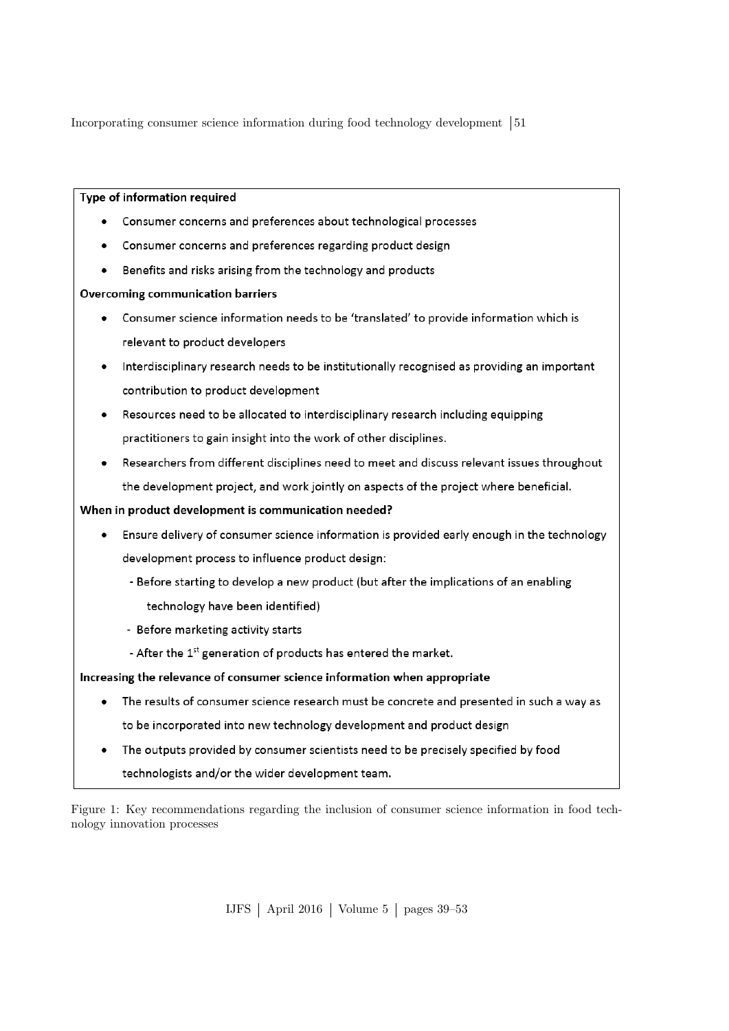**Type of information required**

- Consumer concerns and preferences about technological processes
- Consumer concerns and preferences regarding product design
- Benefits and risks arising from the technology and products

**Overcoming communication barriers**

- Consumer science information needs to be 'translated' to provide information which is relevant to product developers
- Interdisciplinary research needs to be institutionally recognised as providing an important contribution to product development
- Resources need to be allocated to interdisciplinary research including equipping practitioners to gain insight into the work of other disciplines.
- Researchers from different disciplines need to meet and discuss relevant issues throughout the development project, and work jointly on aspects of the project where beneficial.

**When in product development is communication needed?**

- Ensure delivery of consumer science information is provided early enough in the technology development process to influence product design:
  - Before starting to develop a new product (but after the implications of an enabling technology have been identified)
  - Before marketing activity starts
  - After the 1st generation of products has entered the market.

**Increasing the relevance of consumer science information when appropriate**

- The results of consumer science research must be concrete and presented in such a way as to be incorporated into new technology development and product design
- The outputs provided by consumer scientists need to be precisely specified by food technologists and/or the wider development team.

Figure 1: Key recommendations regarding the inclusion of consumer science information in food technology innovation processes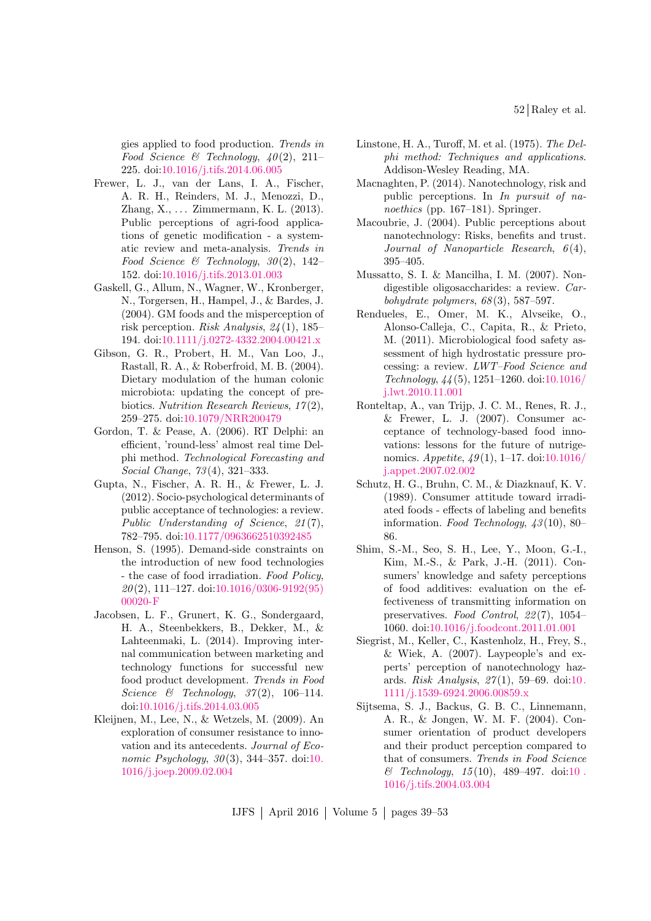gies applied to food production. *Trends in Food Science & Technology*, *40*(2), 211–225. doi:10.1016/j.tifs.2014.06.005

Frewer, L. J., van der Lans, I. A., Fischer, A. R. H., Reinders, M. J., Menozzi, D., Zhang, X., ... Zimmermann, K. L. (2013). Public perceptions of agri-food applications of genetic modification - a systematic review and meta-analysis. *Trends in Food Science & Technology*, *30*(2), 142–152. doi:10.1016/j.tifs.2013.01.003

Gaskell, G., Allum, N., Wagner, W., Kronberger, N., Torgersen, H., Hampel, J., & Bardes, J. (2004). GM foods and the misperception of risk perception. *Risk Analysis*, *24*(1), 185–194. doi:10.1111/j.0272-4332.2004.00421.x

Gibson, G. R., Probert, H. M., Van Loo, J., Rastall, R. A., & Roberfroid, M. B. (2004). Dietary modulation of the human colonic microbiota: updating the concept of prebiotics. *Nutrition Research Reviews*, *17*(2), 259–275. doi:10.1079/NRR200479

Gordon, T. & Pease, A. (2006). RT Delphi: an efficient, 'round-less' almost real time Delphi method. *Technological Forecasting and Social Change*, *73*(4), 321–333.

Gupta, N., Fischer, A. R. H., & Frewer, L. J. (2012). Socio-psychological determinants of public acceptance of technologies: a review. *Public Understanding of Science*, *21*(7), 782–795. doi:10.1177/0963662510392485

Henson, S. (1995). Demand-side constraints on the introduction of new food technologies - the case of food irradiation. *Food Policy*, *20*(2), 111–127. doi:10.1016/0306-9192(95)00020-F

Jacobsen, L. F., Grunert, K. G., Sondergaard, H. A., Steenbekkers, B., Dekker, M., & Lahteenmaki, L. (2014). Improving internal communication between marketing and technology functions for successful new food product development. *Trends in Food Science & Technology*, *37*(2), 106–114. doi:10.1016/j.tifs.2014.03.005

Kleijnen, M., Lee, N., & Wetzels, M. (2009). An exploration of consumer resistance to innovation and its antecedents. *Journal of Economic Psychology*, *30*(3), 344–357. doi:10.1016/j.joep.2009.02.004

Linstone, H. A., Turoff, M. et al. (1975). *The Delphi method: Techniques and applications*. Addison-Wesley Reading, MA.

Macnaghten, P. (2014). Nanotechnology, risk and public perceptions. In *In pursuit of nanoethics* (pp. 167–181). Springer.

Macoubrie, J. (2004). Public perceptions about nanotechnology: Risks, benefits and trust. *Journal of Nanoparticle Research*, *6*(4), 395–405.

Mussatto, S. I. & Mancilha, I. M. (2007). Non-digestible oligosaccharides: a review. *Carbohydrate polymers*, *68*(3), 587–597.

Rendueles, E., Omer, M. K., Alvseike, O., Alonso-Calleja, C., Capita, R., & Prieto, M. (2011). Microbiological food safety assessment of high hydrostatic pressure processing: a review. *LWT–Food Science and Technology*, *44*(5), 1251–1260. doi:10.1016/j.lwt.2010.11.001

Ronteltap, A., van Trijp, J. C. M., Renes, R. J., & Frewer, L. J. (2007). Consumer acceptance of technology-based food innovations: lessons for the future of nutrigenomics. *Appetite*, *49*(1), 1–17. doi:10.1016/j.appet.2007.02.002

Schutz, H. G., Bruhn, C. M., & Diazknauf, K. V. (1989). Consumer attitude toward irradiated foods - effects of labeling and benefits information. *Food Technology*, *43*(10), 80–86.

Shim, S.-M., Seo, S. H., Lee, Y., Moon, G.-I., Kim, M.-S., & Park, J.-H. (2011). Consumers' knowledge and safety perceptions of food additives: evaluation on the effectiveness of transmitting information on preservatives. *Food Control*, *22*(7), 1054–1060. doi:10.1016/j.foodcont.2011.01.001

Siegrist, M., Keller, C., Kastenholz, H., Frey, S., & Wiek, A. (2007). Laypeople's and experts' perception of nanotechnology hazards. *Risk Analysis*, *27*(1), 59–69. doi:10.1111/j.1539-6924.2006.00859.x

Sijtsema, S. J., Backus, G. B. C., Linnemann, A. R., & Jongen, W. M. F. (2004). Consumer orientation of product developers and their product perception compared to that of consumers. *Trends in Food Science & Technology*, *15*(10), 489–497. doi:10.1016/j.tifs.2004.03.004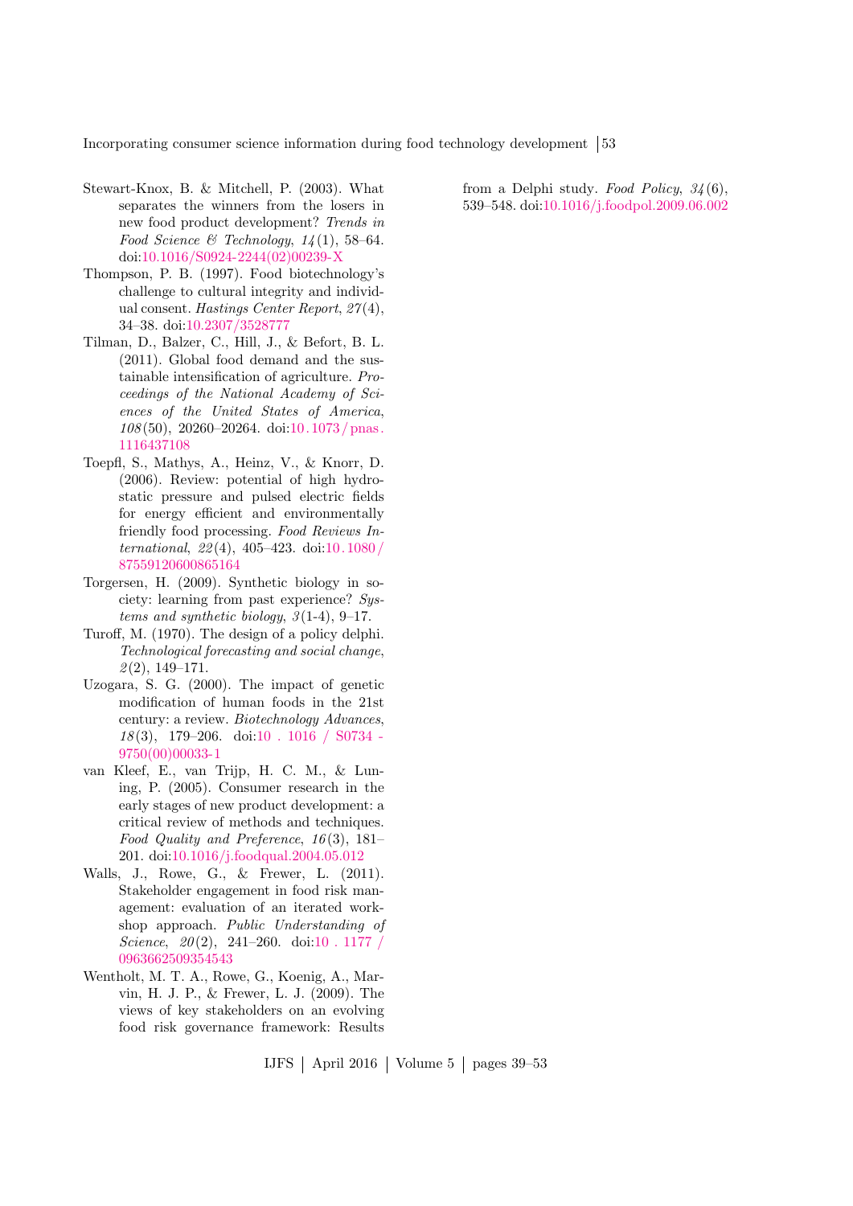Stewart-Knox, B. & Mitchell, P. (2003). What separates the winners from the losers in new food product development? *Trends in Food Science & Technology*, *14*(1), 58–64. doi:10.1016/S0924-2244(02)00239-X

Thompson, P. B. (1997). Food biotechnology's challenge to cultural integrity and individual consent. *Hastings Center Report*, *27*(4), 34–38. doi:10.2307/3528777

Tilman, D., Balzer, C., Hill, J., & Befort, B. L. (2011). Global food demand and the sustainable intensification of agriculture. *Proceedings of the National Academy of Sciences of the United States of America*, *108*(50), 20260–20264. doi:10.1073/pnas.1116437108

Toepfl, S., Mathys, A., Heinz, V., & Knorr, D. (2006). Review: potential of high hydrostatic pressure and pulsed electric fields for energy efficient and environmentally friendly food processing. *Food Reviews International*, *22*(4), 405–423. doi:10.1080/87559120600865164

Torgersen, H. (2009). Synthetic biology in society: learning from past experience? *Systems and synthetic biology*, *3*(1-4), 9–17.

Turoff, M. (1970). The design of a policy delphi. *Technological forecasting and social change*, *2*(2), 149–171.

Uzogara, S. G. (2000). The impact of genetic modification of human foods in the 21st century: a review. *Biotechnology Advances*, *18*(3), 179–206. doi:10.1016/S0734-9750(00)00033-1

van Kleef, E., van Trijp, H. C. M., & Luning, P. (2005). Consumer research in the early stages of new product development: a critical review of methods and techniques. *Food Quality and Preference*, *16*(3), 181–201. doi:10.1016/j.foodqual.2004.05.012

Walls, J., Rowe, G., & Frewer, L. (2011). Stakeholder engagement in food risk management: evaluation of an iterated workshop approach. *Public Understanding of Science*, *20*(2), 241–260. doi:10.1177/0963662509354543

Wentholt, M. T. A., Rowe, G., Koenig, A., Marvin, H. J. P., & Frewer, L. J. (2009). The views of key stakeholders on an evolving food risk governance framework: Results from a Delphi study. *Food Policy*, *34*(6), 539–548. doi:10.1016/j.foodpol.2009.06.002